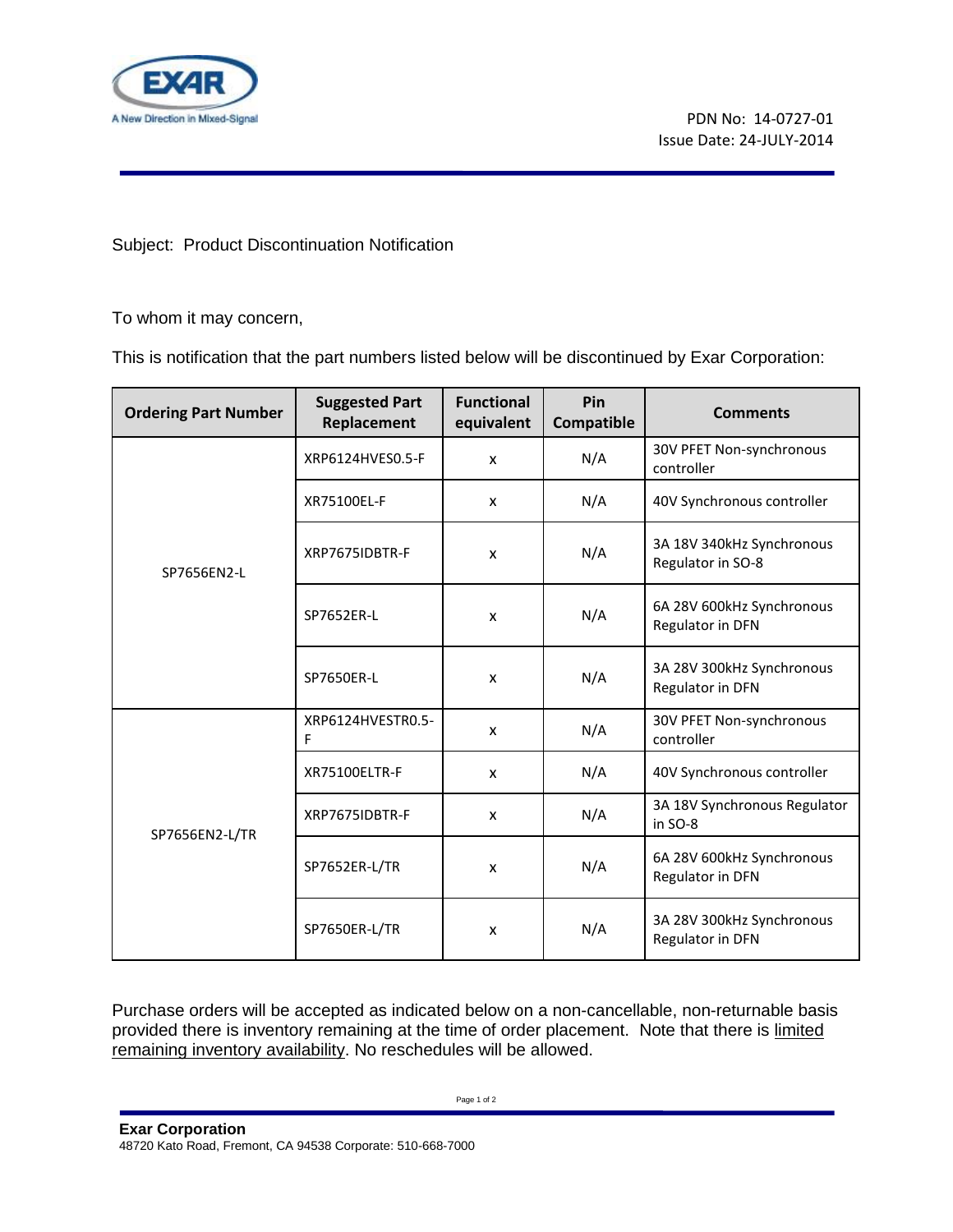PDN No: 14-0727-01
Issue Date: 24-JULY-2014

Subject: Product Discontinuation Notification

To whom it may concern,

This is notification that the part numbers listed below will be discontinued by Exar Corporation:

| Ordering Part Number | Suggested Part Replacement | Functional equivalent | Pin Compatible | Comments |
|---|---|---|---|---|
| SP7656EN2-L | XRP6124HVES0.5-F | x | N/A | 30V PFET Non-synchronous controller |
| | XR75100EL-F | x | N/A | 40V Synchronous controller |
| | XRP7675IDBTR-F | x | N/A | 3A 18V 340kHz Synchronous Regulator in SO-8 |
| | SP7652ER-L | x | N/A | 6A 28V 600kHz Synchronous Regulator in DFN |
| | SP7650ER-L | x | N/A | 3A 28V 300kHz Synchronous Regulator in DFN |
| SP7656EN2-L/TR | XRP6124HVESTR0.5-F | x | N/A | 30V PFET Non-synchronous controller |
| | XR75100ELTR-F | x | N/A | 40V Synchronous controller |
| | XRP7675IDBTR-F | x | N/A | 3A 18V Synchronous Regulator in SO-8 |
| | SP7652ER-L/TR | x | N/A | 6A 28V 600kHz Synchronous Regulator in DFN |
| | SP7650ER-L/TR | x | N/A | 3A 28V 300kHz Synchronous Regulator in DFN |

Purchase orders will be accepted as indicated below on a non-cancellable, non-returnable basis provided there is inventory remaining at the time of order placement. Note that there is limited remaining inventory availability. No reschedules will be allowed.

**Exar Corporation**
48720 Kato Road, Fremont, CA 94538 Corporate: 510-668-7000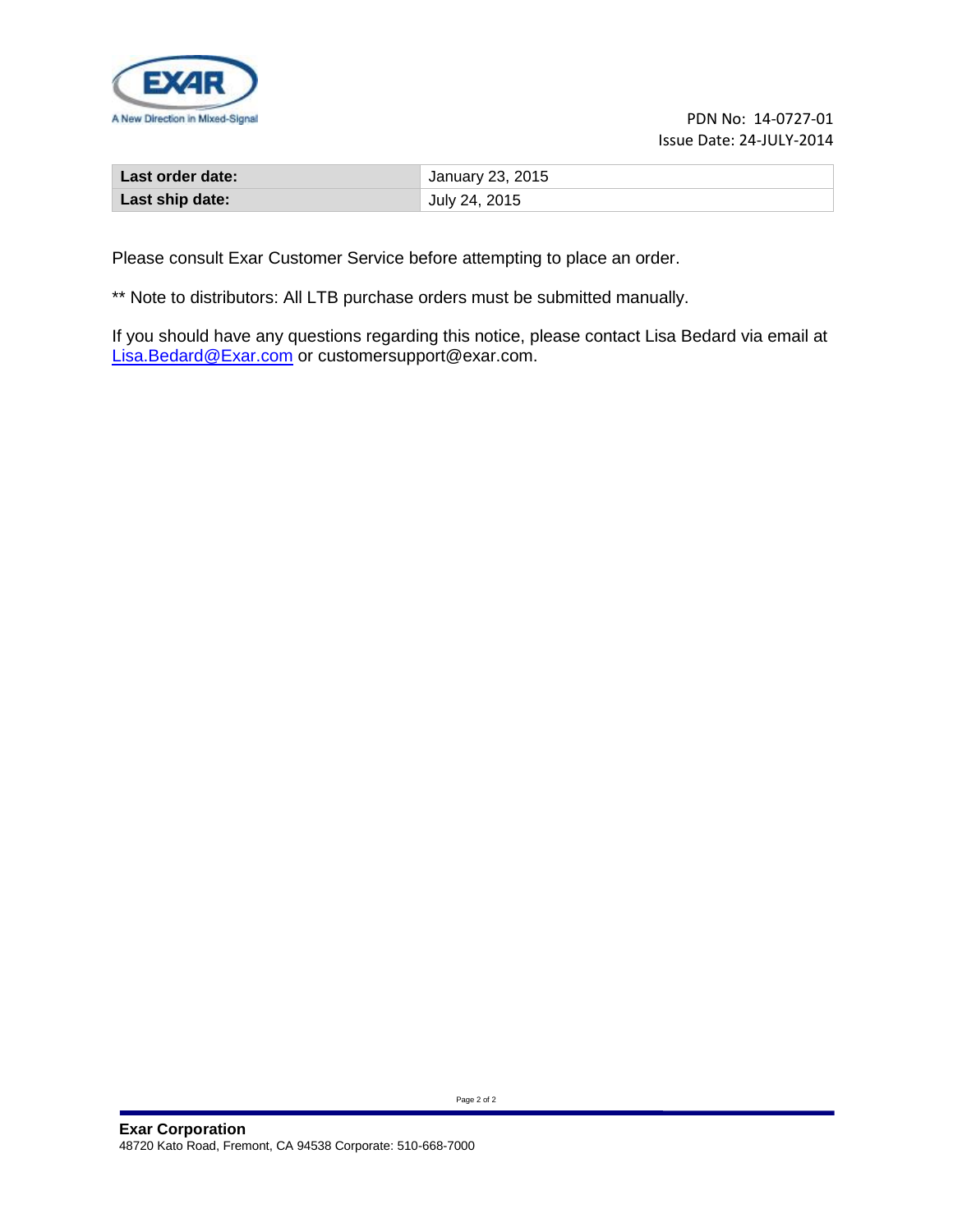PDN No: 14-0727-01
Issue Date: 24-JULY-2014

| | |
|---|---|
| **Last order date:** | January 23, 2015 |
| **Last ship date:** | July 24, 2015 |

Please consult Exar Customer Service before attempting to place an order.

** Note to distributors: All LTB purchase orders must be submitted manually.

If you should have any questions regarding this notice, please contact Lisa Bedard via email at Lisa.Bedard@Exar.com or customersupport@exar.com.

**Exar Corporation**
48720 Kato Road, Fremont, CA 94538 Corporate: 510-668-7000